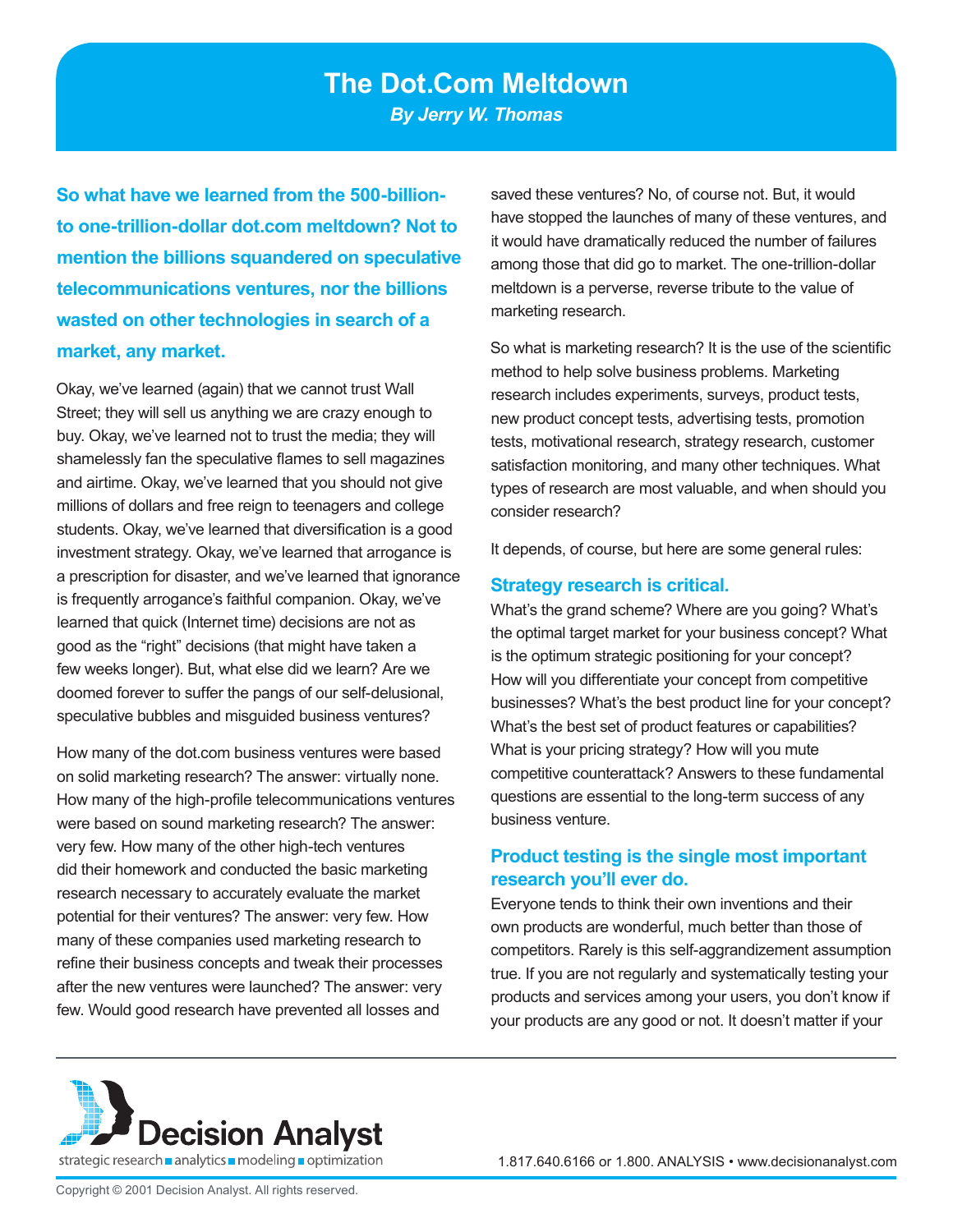# The Dot.Com Meltdown

*By Jerry W. Thomas*

**So what have we learned from the 500-billion-to one-trillion-dollar dot.com meltdown? Not to mention the billions squandered on speculative telecommunications ventures, nor the billions wasted on other technologies in search of a market, any market.**

Okay, we've learned (again) that we cannot trust Wall Street; they will sell us anything we are crazy enough to buy. Okay, we've learned not to trust the media; they will shamelessly fan the speculative flames to sell magazines and airtime. Okay, we've learned that you should not give millions of dollars and free reign to teenagers and college students. Okay, we've learned that diversification is a good investment strategy. Okay, we've learned that arrogance is a prescription for disaster, and we've learned that ignorance is frequently arrogance's faithful companion. Okay, we've learned that quick (Internet time) decisions are not as good as the "right" decisions (that might have taken a few weeks longer). But, what else did we learn? Are we doomed forever to suffer the pangs of our self-delusional, speculative bubbles and misguided business ventures?

How many of the dot.com business ventures were based on solid marketing research? The answer: virtually none. How many of the high-profile telecommunications ventures were based on sound marketing research? The answer: very few. How many of the other high-tech ventures did their homework and conducted the basic marketing research necessary to accurately evaluate the market potential for their ventures? The answer: very few. How many of these companies used marketing research to refine their business concepts and tweak their processes after the new ventures were launched? The answer: very few. Would good research have prevented all losses and saved these ventures? No, of course not. But, it would have stopped the launches of many of these ventures, and it would have dramatically reduced the number of failures among those that did go to market. The one-trillion-dollar meltdown is a perverse, reverse tribute to the value of marketing research.

So what is marketing research? It is the use of the scientific method to help solve business problems. Marketing research includes experiments, surveys, product tests, new product concept tests, advertising tests, promotion tests, motivational research, strategy research, customer satisfaction monitoring, and many other techniques. What types of research are most valuable, and when should you consider research?

It depends, of course, but here are some general rules:

## Strategy research is critical.

What's the grand scheme? Where are you going? What's the optimal target market for your business concept? What is the optimum strategic positioning for your concept? How will you differentiate your concept from competitive businesses? What's the best product line for your concept? What's the best set of product features or capabilities? What is your pricing strategy? How will you mute competitive counterattack? Answers to these fundamental questions are essential to the long-term success of any business venture.

## Product testing is the single most important research you'll ever do.

Everyone tends to think their own inventions and their own products are wonderful, much better than those of competitors. Rarely is this self-aggrandizement assumption true. If you are not regularly and systematically testing your products and services among your users, you don't know if your products are any good or not. It doesn't matter if your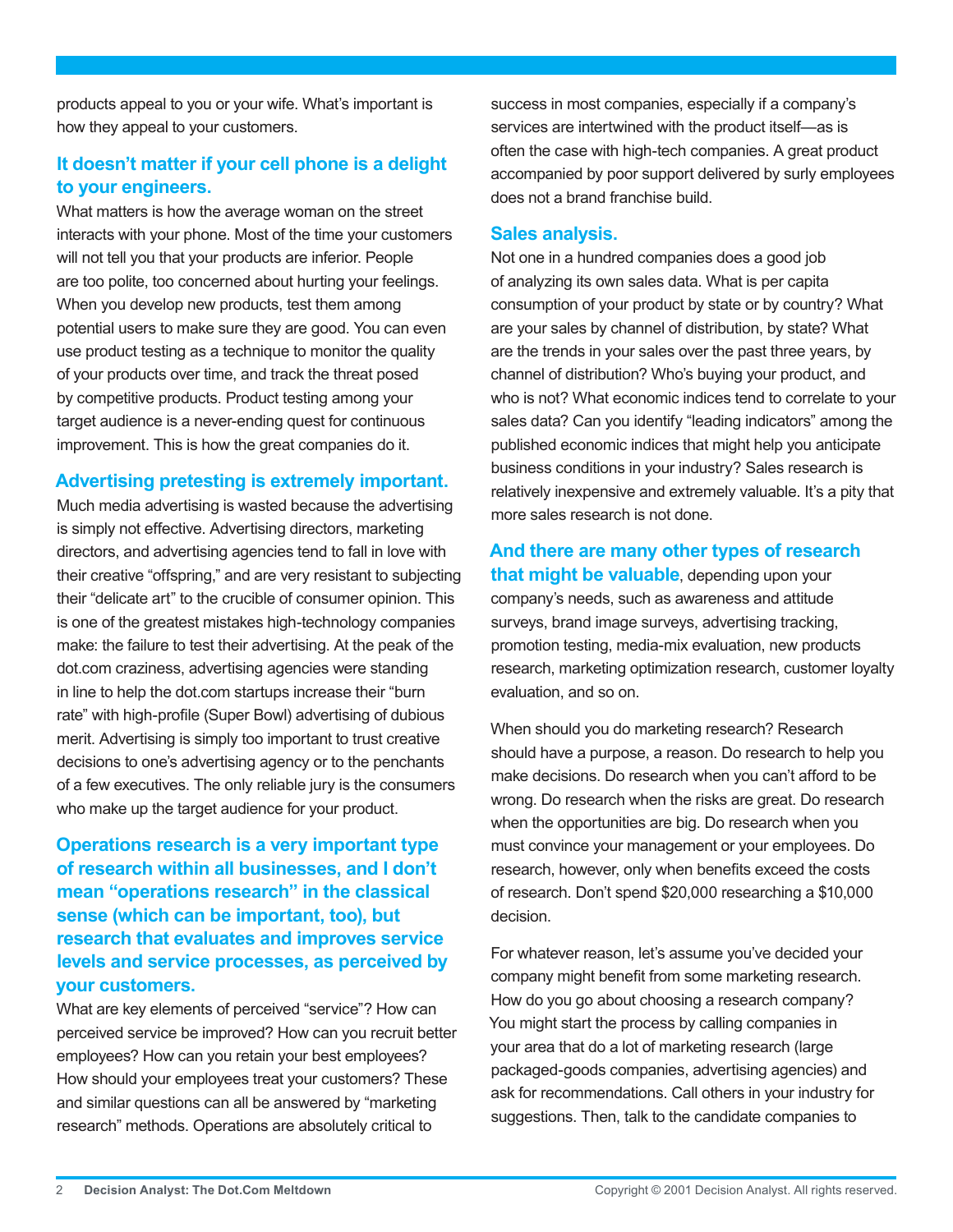products appeal to you or your wife. What's important is how they appeal to your customers.

**It doesn't matter if your cell phone is a delight to your engineers.** What matters is how the average woman on the street interacts with your phone. Most of the time your customers will not tell you that your products are inferior. People are too polite, too concerned about hurting your feelings. When you develop new products, test them among potential users to make sure they are good. You can even use product testing as a technique to monitor the quality of your products over time, and track the threat posed by competitive products. Product testing among your target audience is a never-ending quest for continuous improvement. This is how the great companies do it.

**Advertising pretesting is extremely important.** Much media advertising is wasted because the advertising is simply not effective. Advertising directors, marketing directors, and advertising agencies tend to fall in love with their creative "offspring," and are very resistant to subjecting their "delicate art" to the crucible of consumer opinion. This is one of the greatest mistakes high-technology companies make: the failure to test their advertising. At the peak of the dot.com craziness, advertising agencies were standing in line to help the dot.com startups increase their "burn rate" with high-profile (Super Bowl) advertising of dubious merit. Advertising is simply too important to trust creative decisions to one's advertising agency or to the penchants of a few executives. The only reliable jury is the consumers who make up the target audience for your product.

**Operations research is a very important type of research within all businesses, and I don't mean "operations research" in the classical sense (which can be important, too), but research that evaluates and improves service levels and service processes, as perceived by your customers.** What are key elements of perceived "service"? How can perceived service be improved? How can you recruit better employees? How can you retain your best employees? How should your employees treat your customers? These and similar questions can all be answered by "marketing research" methods. Operations are absolutely critical to success in most companies, especially if a company's services are intertwined with the product itself—as is often the case with high-tech companies. A great product accompanied by poor support delivered by surly employees does not a brand franchise build.

**Sales analysis.** Not one in a hundred companies does a good job of analyzing its own sales data. What is per capita consumption of your product by state or by country? What are your sales by channel of distribution, by state? What are the trends in your sales over the past three years, by channel of distribution? Who's buying your product, and who is not? What economic indices tend to correlate to your sales data? Can you identify "leading indicators" among the published economic indices that might help you anticipate business conditions in your industry? Sales research is relatively inexpensive and extremely valuable. It's a pity that more sales research is not done.

**And there are many other types of research that might be valuable**, depending upon your company's needs, such as awareness and attitude surveys, brand image surveys, advertising tracking, promotion testing, media-mix evaluation, new products research, marketing optimization research, customer loyalty evaluation, and so on.

When should you do marketing research? Research should have a purpose, a reason. Do research to help you make decisions. Do research when you can't afford to be wrong. Do research when the risks are great. Do research when the opportunities are big. Do research when you must convince your management or your employees. Do research, however, only when benefits exceed the costs of research. Don't spend $20,000 researching a $10,000 decision.

For whatever reason, let's assume you've decided your company might benefit from some marketing research. How do you go about choosing a research company? You might start the process by calling companies in your area that do a lot of marketing research (large packaged-goods companies, advertising agencies) and ask for recommendations. Call others in your industry for suggestions. Then, talk to the candidate companies to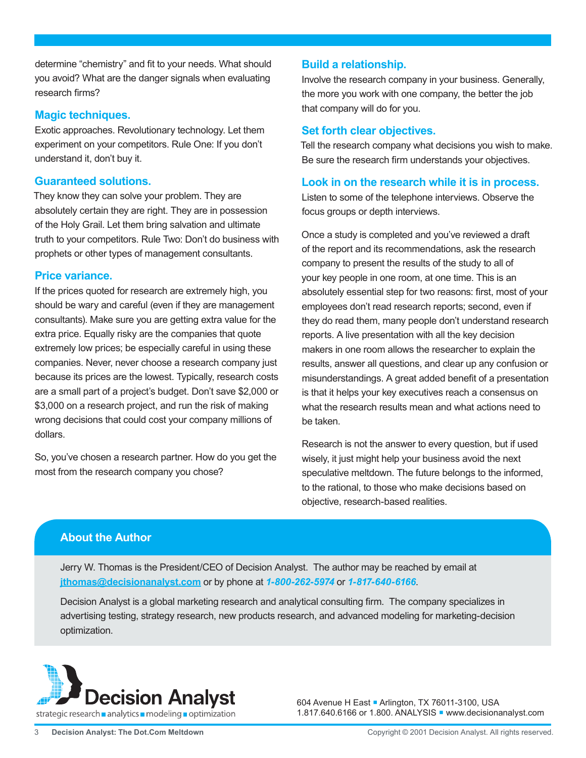determine "chemistry" and fit to your needs. What should you avoid? What are the danger signals when evaluating research firms?

### Magic techniques.

Exotic approaches. Revolutionary technology. Let them experiment on your competitors. Rule One: If you don't understand it, don't buy it.

### Guaranteed solutions.

They know they can solve your problem. They are absolutely certain they are right. They are in possession of the Holy Grail. Let them bring salvation and ultimate truth to your competitors. Rule Two: Don't do business with prophets or other types of management consultants.

### Price variance.

If the prices quoted for research are extremely high, you should be wary and careful (even if they are management consultants). Make sure you are getting extra value for the extra price. Equally risky are the companies that quote extremely low prices; be especially careful in using these companies. Never, never choose a research company just because its prices are the lowest. Typically, research costs are a small part of a project's budget. Don't save $2,000 or $3,000 on a research project, and run the risk of making wrong decisions that could cost your company millions of dollars.

So, you've chosen a research partner. How do you get the most from the research company you chose?

### Build a relationship.

Involve the research company in your business. Generally, the more you work with one company, the better the job that company will do for you.

### Set forth clear objectives.

Tell the research company what decisions you wish to make. Be sure the research firm understands your objectives.

### Look in on the research while it is in process.

Listen to some of the telephone interviews. Observe the focus groups or depth interviews.

Once a study is completed and you've reviewed a draft of the report and its recommendations, ask the research company to present the results of the study to all of your key people in one room, at one time. This is an absolutely essential step for two reasons: first, most of your employees don't read research reports; second, even if they do read them, many people don't understand research reports. A live presentation with all the key decision makers in one room allows the researcher to explain the results, answer all questions, and clear up any confusion or misunderstandings. A great added benefit of a presentation is that it helps your key executives reach a consensus on what the research results mean and what actions need to be taken.

Research is not the answer to every question, but if used wisely, it just might help your business avoid the next speculative meltdown. The future belongs to the informed, to the rational, to those who make decisions based on objective, research-based realities.

## About the Author

Jerry W. Thomas is the President/CEO of Decision Analyst. The author may be reached by email at jthomas@decisionanalyst.com or by phone at ***1-800-262-5974*** or ***1-817-640-6166***.

Decision Analyst is a global marketing research and analytical consulting firm. The company specializes in advertising testing, strategy research, new products research, and advanced modeling for marketing-decision optimization.

**Decision Analyst**
strategic research ■ analytics ■ modeling ■ optimization

604 Avenue H East ■ Arlington, TX 76011-3100, USA
1.817.640.6166 or 1.800. ANALYSIS ■ www.decisionanalyst.com

Copyright © 2001 Decision Analyst. All rights reserved.